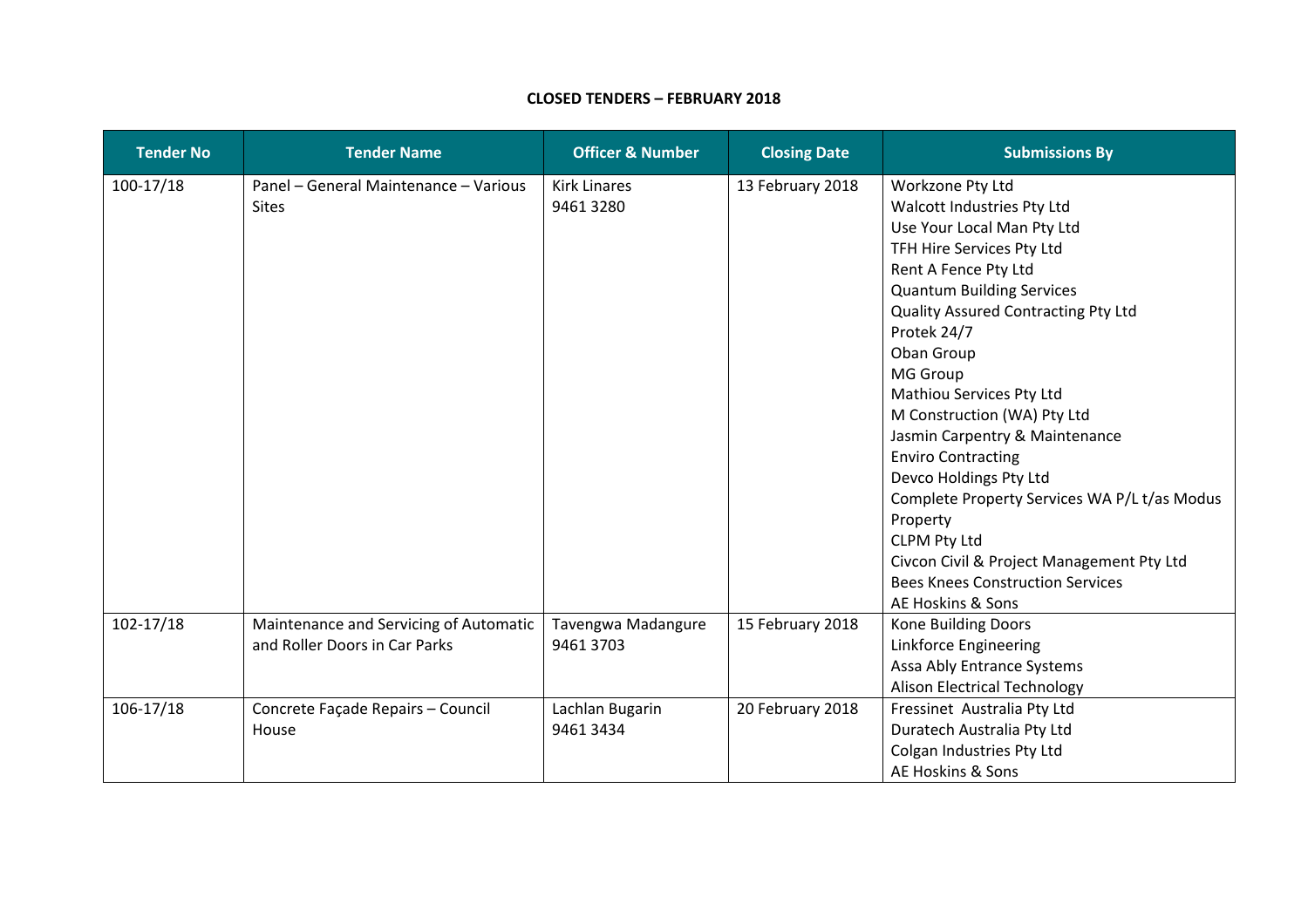**CLOSED TENDERS – FEBRUARY 2018**

| Tender No | Tender Name | Officer & Number | Closing Date | Submissions By |
|---|---|---|---|---|
| 100-17/18 | Panel – General Maintenance – Various Sites | Kirk Linares<br>9461 3280 | 13 February 2018 | Workzone Pty Ltd<br>Walcott Industries Pty Ltd<br>Use Your Local Man Pty Ltd<br>TFH Hire Services Pty Ltd<br>Rent A Fence Pty Ltd<br>Quantum Building Services<br>Quality Assured Contracting Pty Ltd<br>Protek 24/7<br>Oban Group<br>MG Group<br>Mathiou Services Pty Ltd<br>M Construction (WA) Pty Ltd<br>Jasmin Carpentry & Maintenance<br>Enviro Contracting<br>Devco Holdings Pty Ltd<br>Complete Property Services WA P/L t/as Modus Property<br>CLPM Pty Ltd<br>Civcon Civil & Project Management Pty Ltd<br>Bees Knees Construction Services<br>AE Hoskins & Sons |
| 102-17/18 | Maintenance and Servicing of Automatic and Roller Doors in Car Parks | Tavengwa Madangure<br>9461 3703 | 15 February 2018 | Kone Building Doors<br>Linkforce Engineering<br>Assa Ably Entrance Systems<br>Alison Electrical Technology |
| 106-17/18 | Concrete Façade Repairs – Council House | Lachlan Bugarin<br>9461 3434 | 20 February 2018 | Fressinet Australia Pty Ltd<br>Duratech Australia Pty Ltd<br>Colgan Industries Pty Ltd<br>AE Hoskins & Sons |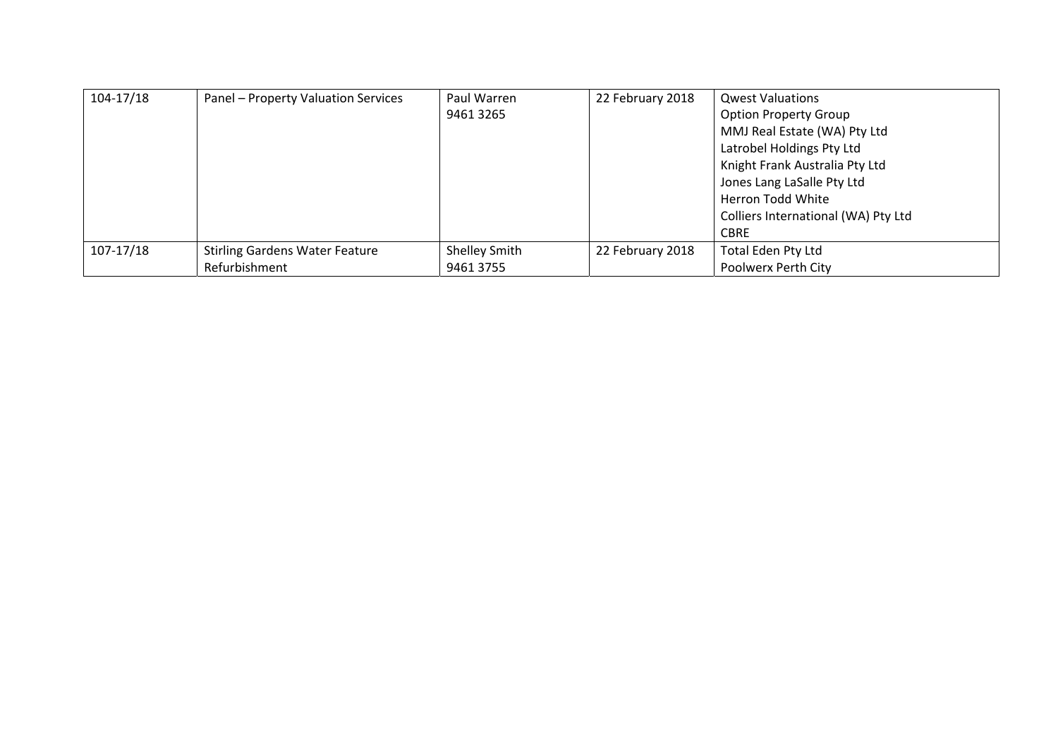| | | | | |
|---|---|---|---|---|
| 104-17/18 | Panel – Property Valuation Services | Paul Warren<br>9461 3265 | 22 February 2018 | Qwest Valuations<br>Option Property Group<br>MMJ Real Estate (WA) Pty Ltd<br>Latrobel Holdings Pty Ltd<br>Knight Frank Australia Pty Ltd<br>Jones Lang LaSalle Pty Ltd<br>Herron Todd White<br>Colliers International (WA) Pty Ltd<br>CBRE |
| 107-17/18 | Stirling Gardens Water Feature Refurbishment | Shelley Smith<br>9461 3755 | 22 February 2018 | Total Eden Pty Ltd<br>Poolwerx Perth City |